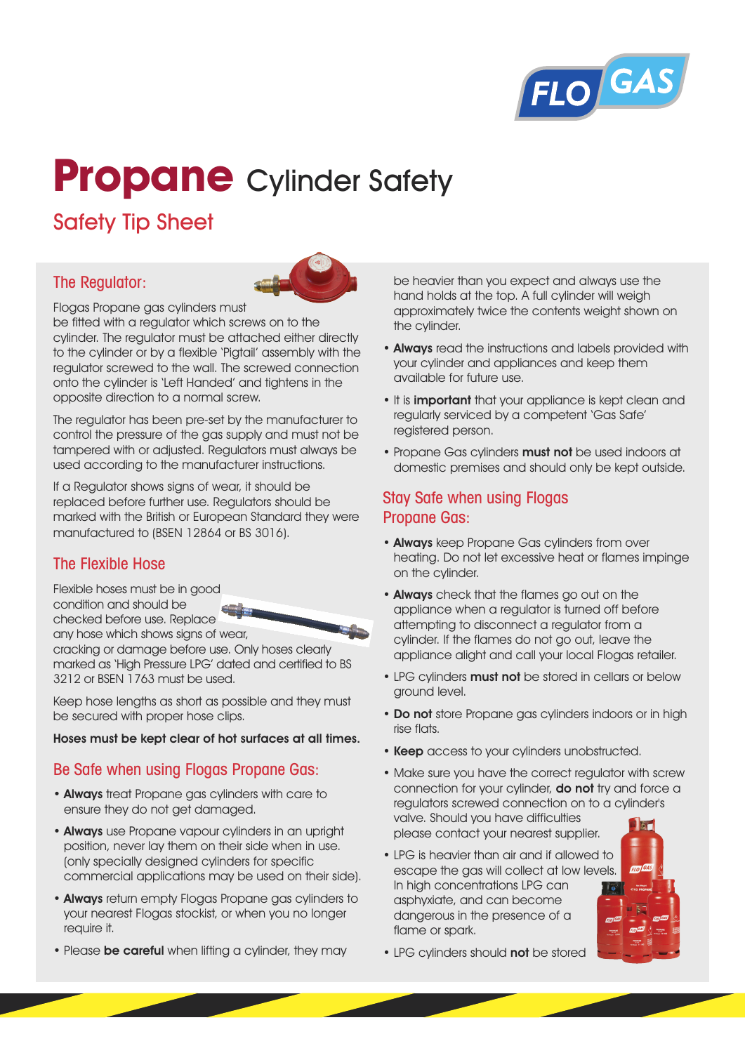# **Propane** Cylinder Safety

## Safety Tip Sheet

### The Regulator:

Flogas Propane gas cylinders must be fitted with a regulator which screws on to the cylinder. The regulator must be attached either directly to the cylinder or by a flexible 'Pigtail' assembly with the regulator screwed to the wall. The screwed connection onto the cylinder is 'Left Handed' and tightens in the opposite direction to a normal screw.

The regulator has been pre-set by the manufacturer to control the pressure of the gas supply and must not be tampered with or adjusted. Regulators must always be used according to the manufacturer instructions.

If a Regulator shows signs of wear, it should be replaced before further use. Regulators should be marked with the British or European Standard they were manufactured to (BSEN 12864 or BS 3016).

### The Flexible Hose

Flexible hoses must be in good condition and should be checked before use. Replace any hose which shows signs of wear, cracking or damage before use. Only hoses clearly marked as 'High Pressure LPG' dated and certified to BS 3212 or BSEN 1763 must be used.

Keep hose lengths as short as possible and they must be secured with proper hose clips.

**Hoses must be kept clear of hot surfaces at all times.**

### Be Safe when using Flogas Propane Gas:

- **Always** treat Propane gas cylinders with care to ensure they do not get damaged.
- **Always** use Propane vapour cylinders in an upright position, never lay them on their side when in use. (only specially designed cylinders for specific commercial applications may be used on their side).
- **Always** return empty Flogas Propane gas cylinders to your nearest Flogas stockist, or when you no longer require it.
- Please **be careful** when lifting a cylinder, they may be heavier than you expect and always use the hand holds at the top. A full cylinder will weigh approximately twice the contents weight shown on the cylinder.
- **Always** read the instructions and labels provided with your cylinder and appliances and keep them available for future use.
- It is **important** that your appliance is kept clean and regularly serviced by a competent 'Gas Safe' registered person.
- Propane Gas cylinders **must not** be used indoors at domestic premises and should only be kept outside.

### Stay Safe when using Flogas Propane Gas:

- **Always** keep Propane Gas cylinders from over heating. Do not let excessive heat or flames impinge on the cylinder.
- **Always** check that the flames go out on the appliance when a regulator is turned off before attempting to disconnect a regulator from a cylinder. If the flames do not go out, leave the appliance alight and call your local Flogas retailer.
- LPG cylinders **must not** be stored in cellars or below ground level.
- **Do not** store Propane gas cylinders indoors or in high rise flats.
- **Keep** access to your cylinders unobstructed.
- Make sure you have the correct regulator with screw connection for your cylinder, **do not** try and force a regulators screwed connection on to a cylinder's valve. Should you have difficulties please contact your nearest supplier.
- LPG is heavier than air and if allowed to escape the gas will collect at low levels. In high concentrations LPG can asphyxiate, and can become dangerous in the presence of a flame or spark.
- LPG cylinders should **not** be stored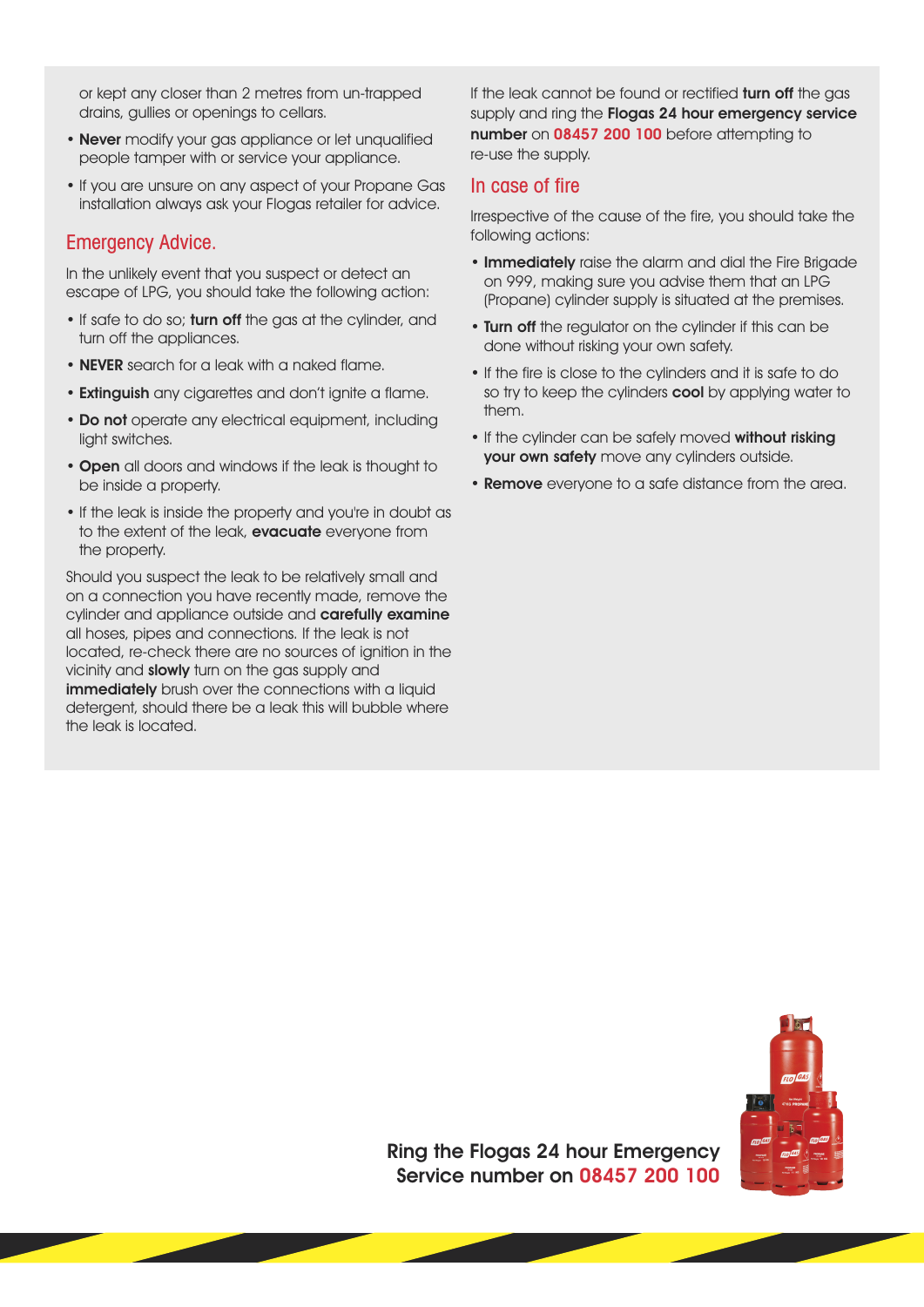or kept any closer than 2 metres from un-trapped drains, gullies or openings to cellars.

- **Never** modify your gas appliance or let unqualified people tamper with or service your appliance.
- If you are unsure on any aspect of your Propane Gas installation always ask your Flogas retailer for advice.

## Emergency Advice.

In the unlikely event that you suspect or detect an escape of LPG, you should take the following action:

- If safe to do so; **turn off** the gas at the cylinder, and turn off the appliances.
- **NEVER** search for a leak with a naked flame.
- **Extinguish** any cigarettes and don't ignite a flame.
- **Do not** operate any electrical equipment, including light switches.
- **Open** all doors and windows if the leak is thought to be inside a property.
- If the leak is inside the property and you're in doubt as to the extent of the leak, **evacuate** everyone from the property.

Should you suspect the leak to be relatively small and on a connection you have recently made, remove the cylinder and appliance outside and **carefully examine** all hoses, pipes and connections. If the leak is not located, re-check there are no sources of ignition in the vicinity and **slowly** turn on the gas supply and **immediately** brush over the connections with a liquid detergent, should there be a leak this will bubble where the leak is located.

If the leak cannot be found or rectified **turn off** the gas supply and ring the **Flogas 24 hour emergency service number** on **08457 200 100** before attempting to re-use the supply.

## In case of fire

Irrespective of the cause of the fire, you should take the following actions:

- **Immediately** raise the alarm and dial the Fire Brigade on 999, making sure you advise them that an LPG (Propane) cylinder supply is situated at the premises.
- **Turn off** the regulator on the cylinder if this can be done without risking your own safety.
- If the fire is close to the cylinders and it is safe to do so try to keep the cylinders **cool** by applying water to them.
- If the cylinder can be safely moved **without risking your own safety** move any cylinders outside.
- **Remove** everyone to a safe distance from the area.

**Ring the Flogas 24 hour Emergency Service number on 08457 200 100**